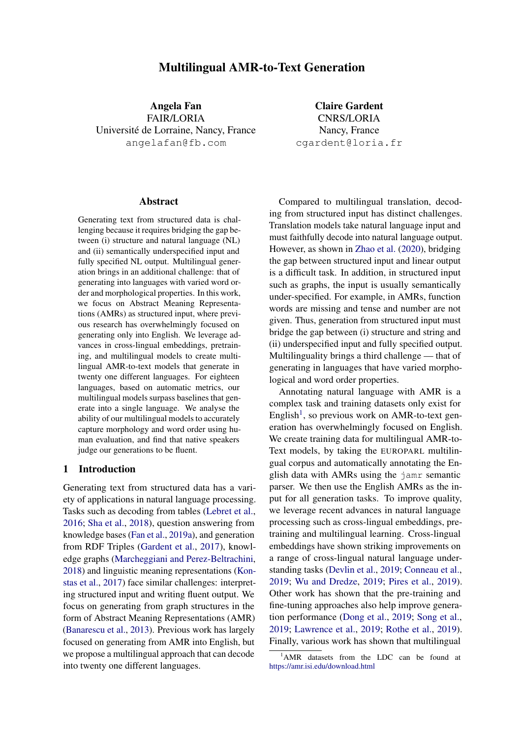# Multilingual AMR-to-Text Generation

**Angela Fan**
FAIR/LORIA
Université de Lorraine, Nancy, France
angelafan@fb.com

**Claire Gardent**
CNRS/LORIA
Nancy, France
cgardent@loria.fr

## Abstract

Generating text from structured data is challenging because it requires bridging the gap between (i) structure and natural language (NL) and (ii) semantically underspecified input and fully specified NL output. Multilingual generation brings in an additional challenge: that of generating into languages with varied word order and morphological properties. In this work, we focus on Abstract Meaning Representations (AMRs) as structured input, where previous research has overwhelmingly focused on generating only into English. We leverage advances in cross-lingual embeddings, pretraining, and multilingual models to create multilingual AMR-to-text models that generate in twenty one different languages. For eighteen languages, based on automatic metrics, our multilingual models surpass baselines that generate into a single language. We analyse the ability of our multilingual models to accurately capture morphology and word order using human evaluation, and find that native speakers judge our generations to be fluent.

## 1 Introduction

Generating text from structured data has a variety of applications in natural language processing. Tasks such as decoding from tables (Lebret et al., 2016; Sha et al., 2018), question answering from knowledge bases (Fan et al., 2019a), and generation from RDF Triples (Gardent et al., 2017), knowledge graphs (Marcheggiani and Perez-Beltrachini, 2018) and linguistic meaning representations (Konstas et al., 2017) face similar challenges: interpreting structured input and writing fluent output. We focus on generating from graph structures in the form of Abstract Meaning Representations (AMR) (Banarescu et al., 2013). Previous work has largely focused on generating from AMR into English, but we propose a multilingual approach that can decode into twenty one different languages.

Compared to multilingual translation, decoding from structured input has distinct challenges. Translation models take natural language input and must faithfully decode into natural language output. However, as shown in Zhao et al. (2020), bridging the gap between structured input and linear output is a difficult task. In addition, in structured input such as graphs, the input is usually semantically under-specified. For example, in AMRs, function words are missing and tense and number are not given. Thus, generation from structured input must bridge the gap between (i) structure and string and (ii) underspecified input and fully specified output. Multilinguality brings a third challenge — that of generating in languages that have varied morphological and word order properties.

Annotating natural language with AMR is a complex task and training datasets only exist for English[1], so previous work on AMR-to-text generation has overwhelmingly focused on English. We create training data for multilingual AMR-to-Text models, by taking the EUROPARL multilingual corpus and automatically annotating the English data with AMRs using the jamr semantic parser. We then use the English AMRs as the input for all generation tasks. To improve quality, we leverage recent advances in natural language processing such as cross-lingual embeddings, pretraining and multilingual learning. Cross-lingual embeddings have shown striking improvements on a range of cross-lingual natural language understanding tasks (Devlin et al., 2019; Conneau et al., 2019; Wu and Dredze, 2019; Pires et al., 2019). Other work has shown that the pre-training and fine-tuning approaches also help improve generation performance (Dong et al., 2019; Song et al., 2019; Lawrence et al., 2019; Rothe et al., 2019). Finally, various work has shown that multilingual

[1] AMR datasets from the LDC can be found at https://amr.isi.edu/download.html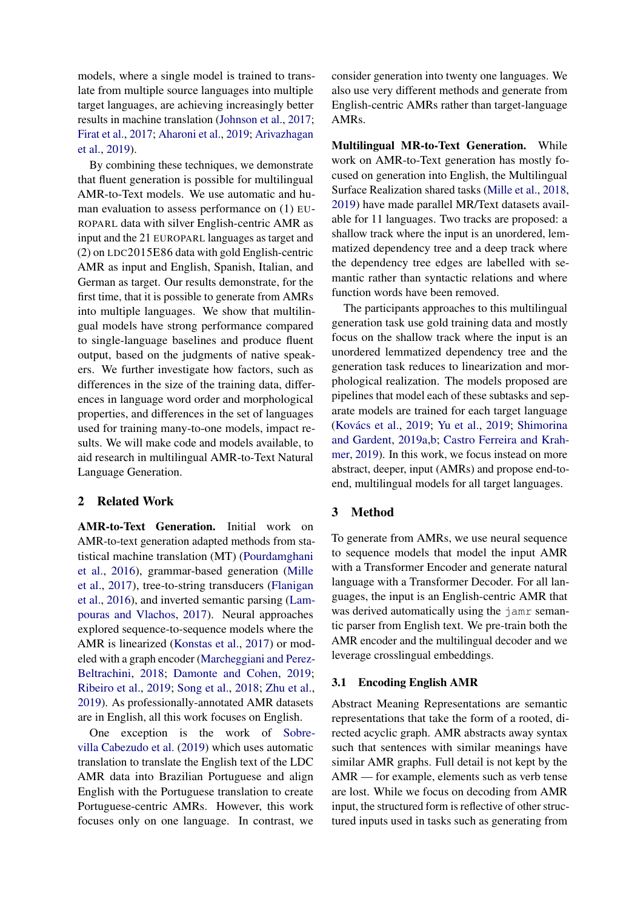models, where a single model is trained to translate from multiple source languages into multiple target languages, are achieving increasingly better results in machine translation (Johnson et al., 2017; Firat et al., 2017; Aharoni et al., 2019; Arivazhagan et al., 2019).

By combining these techniques, we demonstrate that fluent generation is possible for multilingual AMR-to-Text models. We use automatic and human evaluation to assess performance on (1) EUROPARL data with silver English-centric AMR as input and the 21 EUROPARL languages as target and (2) on LDC2015E86 data with gold English-centric AMR as input and English, Spanish, Italian, and German as target. Our results demonstrate, for the first time, that it is possible to generate from AMRs into multiple languages. We show that multilingual models have strong performance compared to single-language baselines and produce fluent output, based on the judgments of native speakers. We further investigate how factors, such as differences in the size of the training data, differences in language word order and morphological properties, and differences in the set of languages used for training many-to-one models, impact results. We will make code and models available, to aid research in multilingual AMR-to-Text Natural Language Generation.

## 2 Related Work

**AMR-to-Text Generation.** Initial work on AMR-to-text generation adapted methods from statistical machine translation (MT) (Pourdamghani et al., 2016), grammar-based generation (Mille et al., 2017), tree-to-string transducers (Flanigan et al., 2016), and inverted semantic parsing (Lampouras and Vlachos, 2017). Neural approaches explored sequence-to-sequence models where the AMR is linearized (Konstas et al., 2017) or modeled with a graph encoder (Marcheggiani and Perez-Beltrachini, 2018; Damonte and Cohen, 2019; Ribeiro et al., 2019; Song et al., 2018; Zhu et al., 2019). As professionally-annotated AMR datasets are in English, all this work focuses on English.

One exception is the work of Sobrevilla Cabezudo et al. (2019) which uses automatic translation to translate the English text of the LDC AMR data into Brazilian Portuguese and align English with the Portuguese translation to create Portuguese-centric AMRs. However, this work focuses only on one language. In contrast, we consider generation into twenty one languages. We also use very different methods and generate from English-centric AMRs rather than target-language AMRs.

**Multilingual MR-to-Text Generation.** While work on AMR-to-Text generation has mostly focused on generation into English, the Multilingual Surface Realization shared tasks (Mille et al., 2018, 2019) have made parallel MR/Text datasets available for 11 languages. Two tracks are proposed: a shallow track where the input is an unordered, lemmatized dependency tree and a deep track where the dependency tree edges are labelled with semantic rather than syntactic relations and where function words have been removed.

The participants approaches to this multilingual generation task use gold training data and mostly focus on the shallow track where the input is an unordered lemmatized dependency tree and the generation task reduces to linearization and morphological realization. The models proposed are pipelines that model each of these subtasks and separate models are trained for each target language (Kovács et al., 2019; Yu et al., 2019; Shimorina and Gardent, 2019a,b; Castro Ferreira and Krahmer, 2019). In this work, we focus instead on more abstract, deeper, input (AMRs) and propose end-to-end, multilingual models for all target languages.

## 3 Method

To generate from AMRs, we use neural sequence to sequence models that model the input AMR with a Transformer Encoder and generate natural language with a Transformer Decoder. For all languages, the input is an English-centric AMR that was derived automatically using the `jamr` semantic parser from English text. We pre-train both the AMR encoder and the multilingual decoder and we leverage crosslingual embeddings.

### 3.1 Encoding English AMR

Abstract Meaning Representations are semantic representations that take the form of a rooted, directed acyclic graph. AMR abstracts away syntax such that sentences with similar meanings have similar AMR graphs. Full detail is not kept by the AMR — for example, elements such as verb tense are lost. While we focus on decoding from AMR input, the structured form is reflective of other structured inputs used in tasks such as generating from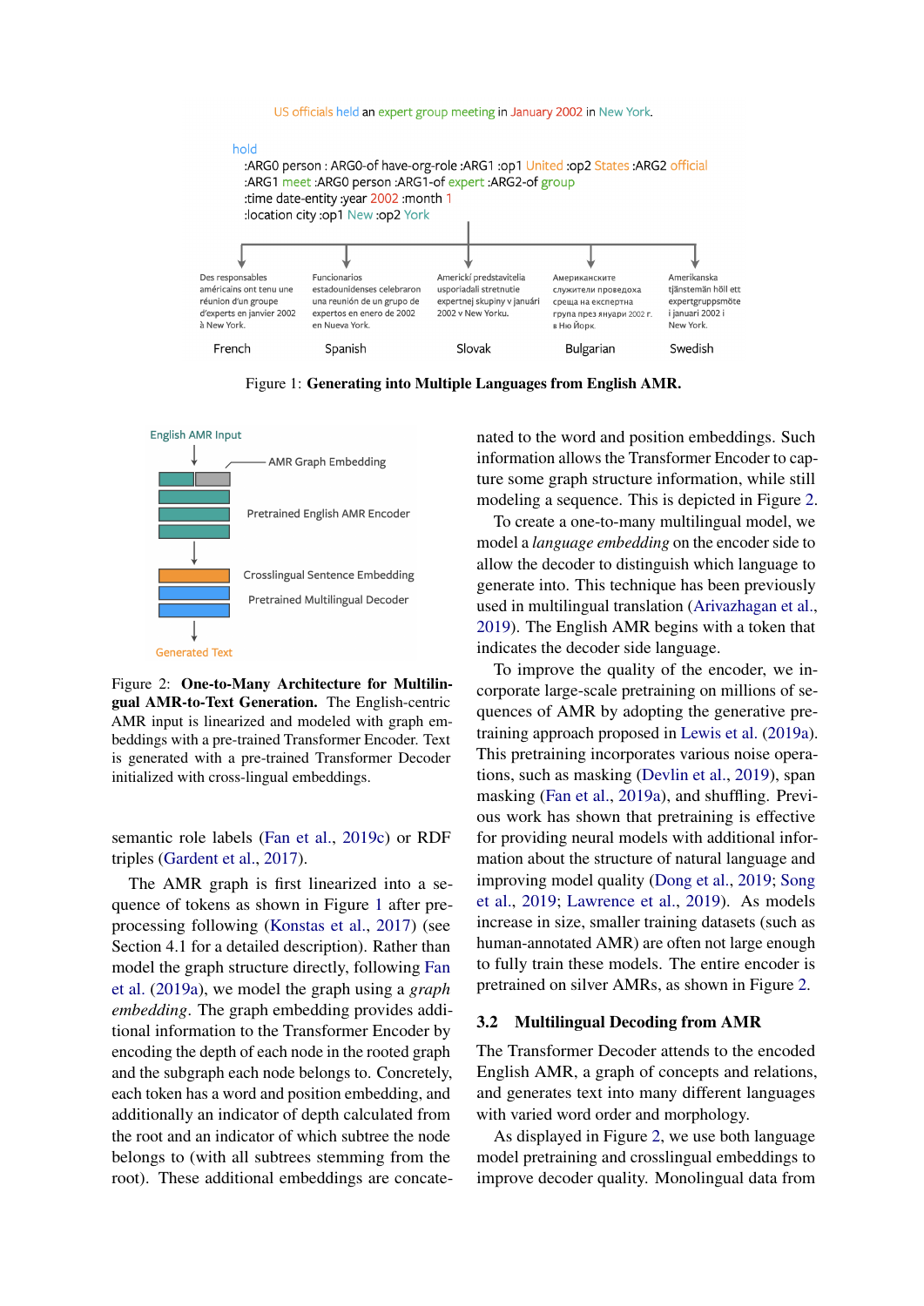US officials held an expert group meeting in January 2002 in New York.

```
hold
  :ARG0 person : ARG0-of have-org-role :ARG1 :op1 United :op2 States :ARG2 official
  :ARG1 meet :ARG0 person :ARG1-of expert :ARG2-of group
  :time date-entity :year 2002 :month 1
  :location city :op1 New :op2 York
```

| French | Spanish | Slovak | Bulgarian | Swedish |
|---|---|---|---|---|
| Des responsables américains ont tenu une réunion d'un groupe d'experts en janvier 2002 à New York. | Funcionarios estadounidenses celebraron una reunión de un grupo de expertos en enero de 2002 en Nueva York. | Americkí predstavitelia usporiadali stretnutie expertnej skupiny v januári 2002 v New Yorku. | Американските служители проведоха среща на експертна група през януари 2002 г. в Ню Йорк. | Amerikanska tjänstemän höll ett expertgruppsmöte i januari 2002 i New York. |

Figure 1: **Generating into Multiple Languages from English AMR.**

English AMR Input → AMR Graph Embedding → Pretrained English AMR Encoder → Crosslingual Sentence Embedding → Pretrained Multilingual Decoder → Generated Text

Figure 2: **One-to-Many Architecture for Multilingual AMR-to-Text Generation.** The English-centric AMR input is linearized and modeled with graph embeddings with a pre-trained Transformer Encoder. Text is generated with a pre-trained Transformer Decoder initialized with cross-lingual embeddings.

semantic role labels (Fan et al., 2019c) or RDF triples (Gardent et al., 2017).

The AMR graph is first linearized into a sequence of tokens as shown in Figure 1 after preprocessing following (Konstas et al., 2017) (see Section 4.1 for a detailed description). Rather than model the graph structure directly, following Fan et al. (2019a), we model the graph using a *graph embedding*. The graph embedding provides additional information to the Transformer Encoder by encoding the depth of each node in the rooted graph and the subgraph each node belongs to. Concretely, each token has a word and position embedding, and additionally an indicator of depth calculated from the root and an indicator of which subtree the node belongs to (with all subtrees stemming from the root). These additional embeddings are concatenated to the word and position embeddings. Such information allows the Transformer Encoder to capture some graph structure information, while still modeling a sequence. This is depicted in Figure 2.

To create a one-to-many multilingual model, we model a *language embedding* on the encoder side to allow the decoder to distinguish which language to generate into. This technique has been previously used in multilingual translation (Arivazhagan et al., 2019). The English AMR begins with a token that indicates the decoder side language.

To improve the quality of the encoder, we incorporate large-scale pretraining on millions of sequences of AMR by adopting the generative pretraining approach proposed in Lewis et al. (2019a). This pretraining incorporates various noise operations, such as masking (Devlin et al., 2019), span masking (Fan et al., 2019a), and shuffling. Previous work has shown that pretraining is effective for providing neural models with additional information about the structure of natural language and improving model quality (Dong et al., 2019; Song et al., 2019; Lawrence et al., 2019). As models increase in size, smaller training datasets (such as human-annotated AMR) are often not large enough to fully train these models. The entire encoder is pretrained on silver AMRs, as shown in Figure 2.

### 3.2 Multilingual Decoding from AMR

The Transformer Decoder attends to the encoded English AMR, a graph of concepts and relations, and generates text into many different languages with varied word order and morphology.

As displayed in Figure 2, we use both language model pretraining and crosslingual embeddings to improve decoder quality. Monolingual data from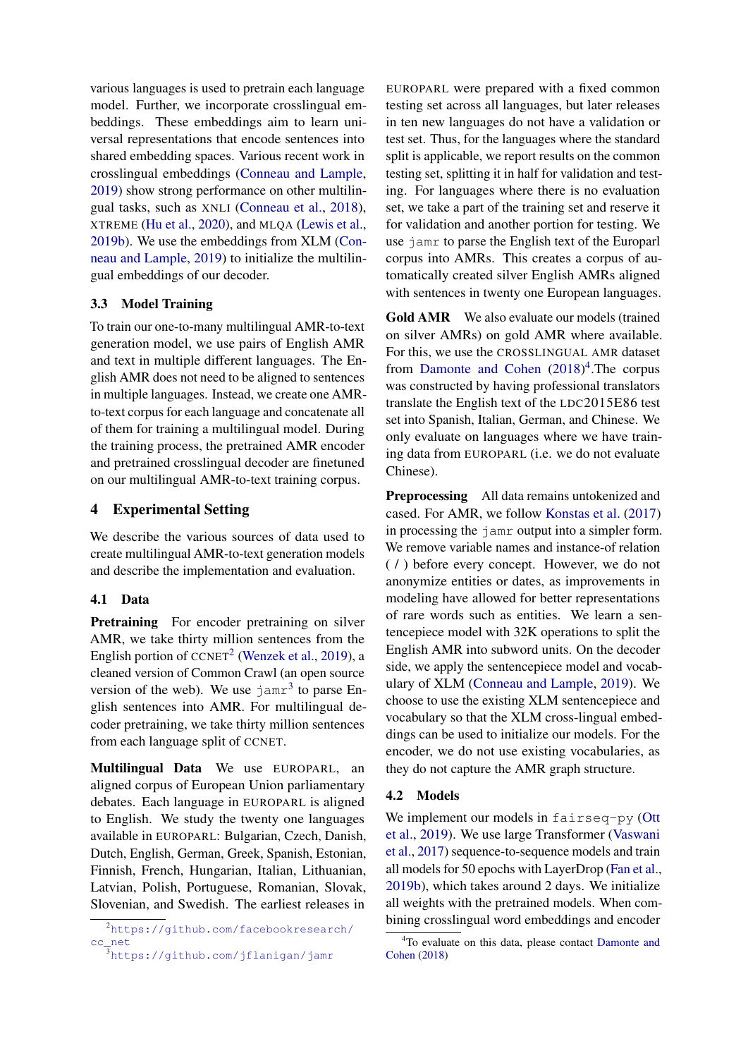various languages is used to pretrain each language model. Further, we incorporate crosslingual embeddings. These embeddings aim to learn universal representations that encode sentences into shared embedding spaces. Various recent work in crosslingual embeddings (Conneau and Lample, 2019) show strong performance on other multilingual tasks, such as XNLI (Conneau et al., 2018), XTREME (Hu et al., 2020), and MLQA (Lewis et al., 2019b). We use the embeddings from XLM (Conneau and Lample, 2019) to initialize the multilingual embeddings of our decoder.

### 3.3 Model Training

To train our one-to-many multilingual AMR-to-text generation model, we use pairs of English AMR and text in multiple different languages. The English AMR does not need to be aligned to sentences in multiple languages. Instead, we create one AMR-to-text corpus for each language and concatenate all of them for training a multilingual model. During the training process, the pretrained AMR encoder and pretrained crosslingual decoder are finetuned on our multilingual AMR-to-text training corpus.

## 4 Experimental Setting

We describe the various sources of data used to create multilingual AMR-to-text generation models and describe the implementation and evaluation.

### 4.1 Data

**Pretraining** For encoder pretraining on silver AMR, we take thirty million sentences from the English portion of CCNET[2] (Wenzek et al., 2019), a cleaned version of Common Crawl (an open source version of the web). We use `jamr`[3] to parse English sentences into AMR. For multilingual decoder pretraining, we take thirty million sentences from each language split of CCNET.

**Multilingual Data** We use EUROPARL, an aligned corpus of European Union parliamentary debates. Each language in EUROPARL is aligned to English. We study the twenty one languages available in EUROPARL: Bulgarian, Czech, Danish, Dutch, English, German, Greek, Spanish, Estonian, Finnish, French, Hungarian, Italian, Lithuanian, Latvian, Polish, Portuguese, Romanian, Slovak, Slovenian, and Swedish. The earliest releases in EUROPARL were prepared with a fixed common testing set across all languages, but later releases in ten new languages do not have a validation or test set. Thus, for the languages where the standard split is applicable, we report results on the common testing set, splitting it in half for validation and testing. For languages where there is no evaluation set, we take a part of the training set and reserve it for validation and another portion for testing. We use `jamr` to parse the English text of the Europarl corpus into AMRs. This creates a corpus of automatically created silver English AMRs aligned with sentences in twenty one European languages.

**Gold AMR** We also evaluate our models (trained on silver AMRs) on gold AMR where available. For this, we use the CROSSLINGUAL AMR dataset from Damonte and Cohen (2018)[4].The corpus was constructed by having professional translators translate the English text of the LDC2015E86 test set into Spanish, Italian, German, and Chinese. We only evaluate on languages where we have training data from EUROPARL (i.e. we do not evaluate Chinese).

**Preprocessing** All data remains untokenized and cased. For AMR, we follow Konstas et al. (2017) in processing the `jamr` output into a simpler form. We remove variable names and instance-of relation ( / ) before every concept. However, we do not anonymize entities or dates, as improvements in modeling have allowed for better representations of rare words such as entities. We learn a sentencepiece model with 32K operations to split the English AMR into subword units. On the decoder side, we apply the sentencepiece model and vocabulary of XLM (Conneau and Lample, 2019). We choose to use the existing XLM sentencepiece and vocabulary so that the XLM cross-lingual embeddings can be used to initialize our models. For the encoder, we do not use existing vocabularies, as they do not capture the AMR graph structure.

### 4.2 Models

We implement our models in `fairseq-py` (Ott et al., 2019). We use large Transformer (Vaswani et al., 2017) sequence-to-sequence models and train all models for 50 epochs with LayerDrop (Fan et al., 2019b), which takes around 2 days. We initialize all weights with the pretrained models. When combining crosslingual word embeddings and encoder

[2] https://github.com/facebookresearch/cc_net

[3] https://github.com/jflanigan/jamr

[4] To evaluate on this data, please contact Damonte and Cohen (2018)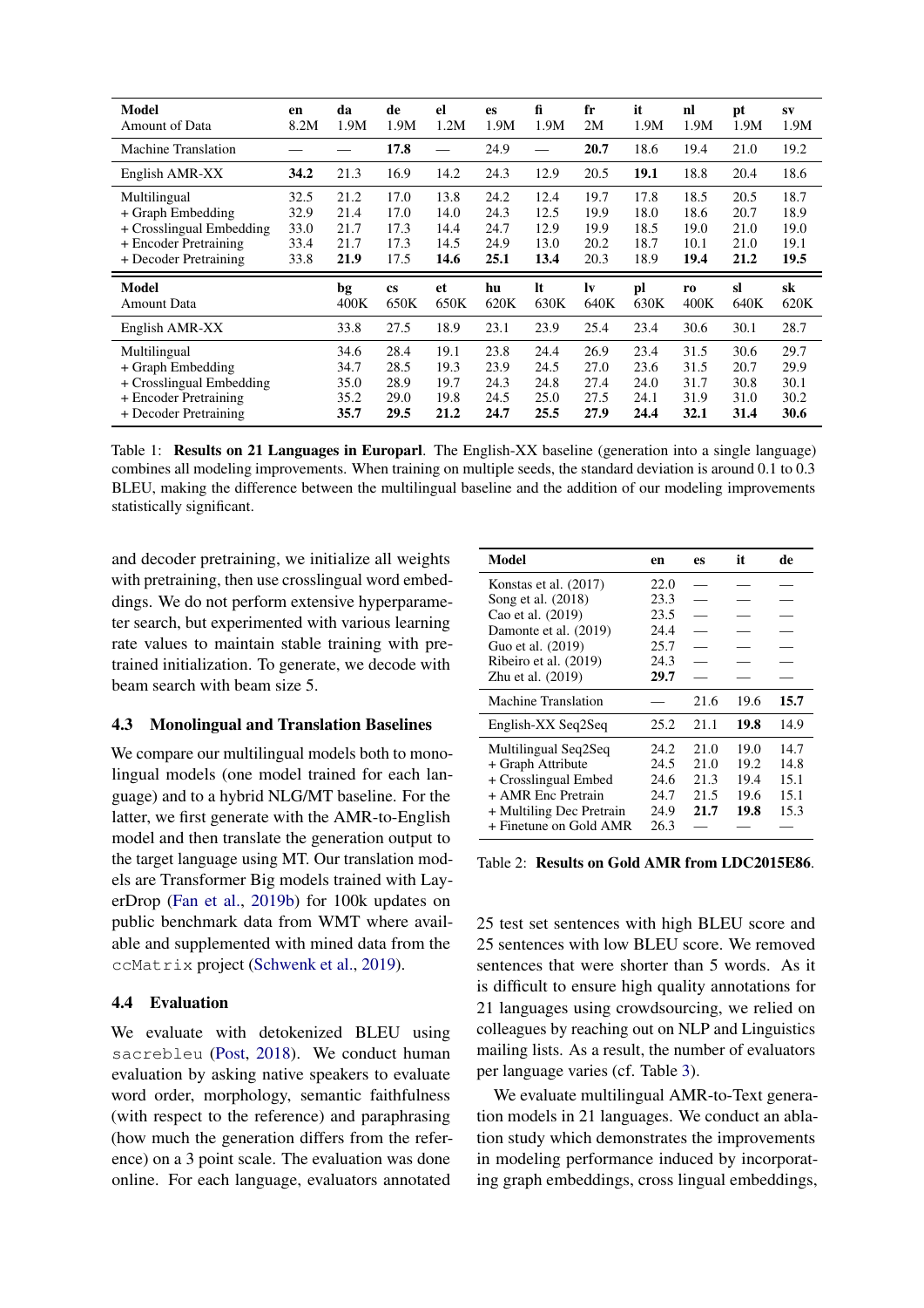| Model<br>Amount of Data | en<br>8.2M | da<br>1.9M | de<br>1.9M | el<br>1.2M | es<br>1.9M | fi<br>1.9M | fr<br>2M | it<br>1.9M | nl<br>1.9M | pt<br>1.9M | sv<br>1.9M |
|---|---|---|---|---|---|---|---|---|---|---|---|
| Machine Translation | — | — | **17.8** | — | 24.9 | — | **20.7** | 18.6 | 19.4 | 21.0 | 19.2 |
| English AMR-XX | **34.2** | 21.3 | 16.9 | 14.2 | 24.3 | 12.9 | 20.5 | **19.1** | 18.8 | 20.4 | 18.6 |
| Multilingual | 32.5 | 21.2 | 17.0 | 13.8 | 24.2 | 12.4 | 19.7 | 17.8 | 18.5 | 20.5 | 18.7 |
| + Graph Embedding | 32.9 | 21.4 | 17.0 | 14.0 | 24.3 | 12.5 | 19.9 | 18.0 | 18.6 | 20.7 | 18.9 |
| + Crosslingual Embedding | 33.0 | 21.7 | 17.3 | 14.4 | 24.7 | 12.9 | 19.9 | 18.5 | 19.0 | 21.0 | 19.0 |
| + Encoder Pretraining | 33.4 | 21.7 | 17.3 | 14.5 | 24.9 | 13.0 | 20.2 | 18.7 | 10.1 | 21.0 | 19.1 |
| + Decoder Pretraining | 33.8 | **21.9** | 17.5 | **14.6** | **25.1** | **13.4** | 20.3 | 18.9 | **19.4** | **21.2** | **19.5** |

| Model<br>Amount Data | bg<br>400K | cs<br>650K | et<br>650K | hu<br>620K | lt<br>630K | lv<br>640K | pl<br>630K | ro<br>400K | sl<br>640K | sk<br>620K |
|---|---|---|---|---|---|---|---|---|---|---|
| English AMR-XX | 33.8 | 27.5 | 18.9 | 23.1 | 23.9 | 25.4 | 23.4 | 30.6 | 30.1 | 28.7 |
| Multilingual | 34.6 | 28.4 | 19.1 | 23.8 | 24.4 | 26.9 | 23.4 | 31.5 | 30.6 | 29.7 |
| + Graph Embedding | 34.7 | 28.5 | 19.3 | 23.9 | 24.5 | 27.0 | 23.6 | 31.5 | 20.7 | 29.9 |
| + Crosslingual Embedding | 35.0 | 28.9 | 19.7 | 24.3 | 24.8 | 27.4 | 24.0 | 31.7 | 30.8 | 30.1 |
| + Encoder Pretraining | 35.2 | 29.0 | 19.8 | 24.5 | 25.0 | 27.5 | 24.1 | 31.9 | 31.0 | 30.2 |
| + Decoder Pretraining | **35.7** | **29.5** | **21.2** | **24.7** | **25.5** | **27.9** | **24.4** | **32.1** | **31.4** | **30.6** |

Table 1: **Results on 21 Languages in Europarl**. The English-XX baseline (generation into a single language) combines all modeling improvements. When training on multiple seeds, the standard deviation is around 0.1 to 0.3 BLEU, making the difference between the multilingual baseline and the addition of our modeling improvements statistically significant.

and decoder pretraining, we initialize all weights with pretraining, then use crosslingual word embeddings. We do not perform extensive hyperparameter search, but experimented with various learning rate values to maintain stable training with pretrained initialization. To generate, we decode with beam search with beam size 5.

### 4.3 Monolingual and Translation Baselines

We compare our multilingual models both to monolingual models (one model trained for each language) and to a hybrid NLG/MT baseline. For the latter, we first generate with the AMR-to-English model and then translate the generation output to the target language using MT. Our translation models are Transformer Big models trained with LayerDrop (Fan et al., 2019b) for 100k updates on public benchmark data from WMT where available and supplemented with mined data from the `ccMatrix` project (Schwenk et al., 2019).

### 4.4 Evaluation

We evaluate with detokenized BLEU using `sacrebleu` (Post, 2018). We conduct human evaluation by asking native speakers to evaluate word order, morphology, semantic faithfulness (with respect to the reference) and paraphrasing (how much the generation differs from the reference) on a 3 point scale. The evaluation was done online. For each language, evaluators annotated 25 test set sentences with high BLEU score and 25 sentences with low BLEU score. We removed sentences that were shorter than 5 words. As it is difficult to ensure high quality annotations for 21 languages using crowdsourcing, we relied on colleagues by reaching out on NLP and Linguistics mailing lists. As a result, the number of evaluators per language varies (cf. Table 3).

| Model | en | es | it | de |
|---|---|---|---|---|
| Konstas et al. (2017) | 22.0 | — | — | — |
| Song et al. (2018) | 23.3 | — | — | — |
| Cao et al. (2019) | 23.5 | — | — | — |
| Damonte et al. (2019) | 24.4 | — | — | — |
| Guo et al. (2019) | 25.7 | — | — | — |
| Ribeiro et al. (2019) | 24.3 | — | — | — |
| Zhu et al. (2019) | **29.7** | — | — | — |
| Machine Translation | — | 21.6 | 19.6 | **15.7** |
| English-XX Seq2Seq | 25.2 | 21.1 | **19.8** | 14.9 |
| Multilingual Seq2Seq | 24.2 | 21.0 | 19.0 | 14.7 |
| + Graph Attribute | 24.5 | 21.0 | 19.2 | 14.8 |
| + Crosslingual Embed | 24.6 | 21.3 | 19.4 | 15.1 |
| + AMR Enc Pretrain | 24.7 | 21.5 | 19.6 | 15.1 |
| + Multiling Dec Pretrain | 24.9 | **21.7** | **19.8** | 15.3 |
| + Finetune on Gold AMR | 26.3 | — | — | — |

Table 2: **Results on Gold AMR from LDC2015E86**.

We evaluate multilingual AMR-to-Text generation models in 21 languages. We conduct an ablation study which demonstrates the improvements in modeling performance induced by incorporating graph embeddings, cross lingual embeddings,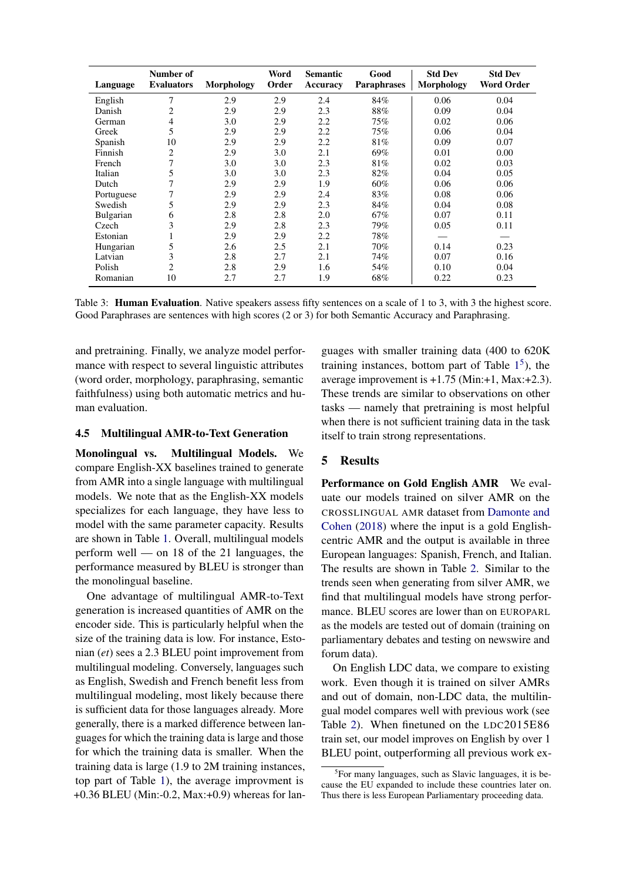| Language | Number of Evaluators | Morphology | Word Order | Semantic Accuracy | Good Paraphrases | Std Dev Morphology | Std Dev Word Order |
|---|---|---|---|---|---|---|---|
| English | 7 | 2.9 | 2.9 | 2.4 | 84% | 0.06 | 0.04 |
| Danish | 2 | 2.9 | 2.9 | 2.3 | 88% | 0.09 | 0.04 |
| German | 4 | 3.0 | 2.9 | 2.2 | 75% | 0.02 | 0.06 |
| Greek | 5 | 2.9 | 2.9 | 2.2 | 75% | 0.06 | 0.04 |
| Spanish | 10 | 2.9 | 2.9 | 2.2 | 81% | 0.09 | 0.07 |
| Finnish | 2 | 2.9 | 3.0 | 2.1 | 69% | 0.01 | 0.00 |
| French | 7 | 3.0 | 3.0 | 2.3 | 81% | 0.02 | 0.03 |
| Italian | 5 | 3.0 | 3.0 | 2.3 | 82% | 0.04 | 0.05 |
| Dutch | 7 | 2.9 | 2.9 | 1.9 | 60% | 0.06 | 0.06 |
| Portuguese | 7 | 2.9 | 2.9 | 2.4 | 83% | 0.08 | 0.06 |
| Swedish | 5 | 2.9 | 2.9 | 2.3 | 84% | 0.04 | 0.08 |
| Bulgarian | 6 | 2.8 | 2.8 | 2.0 | 67% | 0.07 | 0.11 |
| Czech | 3 | 2.9 | 2.8 | 2.3 | 79% | 0.05 | 0.11 |
| Estonian | 1 | 2.9 | 2.9 | 2.2 | 78% | — | — |
| Hungarian | 5 | 2.6 | 2.5 | 2.1 | 70% | 0.14 | 0.23 |
| Latvian | 3 | 2.8 | 2.7 | 2.1 | 74% | 0.07 | 0.16 |
| Polish | 2 | 2.8 | 2.9 | 1.6 | 54% | 0.10 | 0.04 |
| Romanian | 10 | 2.7 | 2.7 | 1.9 | 68% | 0.22 | 0.23 |

Table 3: **Human Evaluation**. Native speakers assess fifty sentences on a scale of 1 to 3, with 3 the highest score. Good Paraphrases are sentences with high scores (2 or 3) for both Semantic Accuracy and Paraphrasing.

and pretraining. Finally, we analyze model performance with respect to several linguistic attributes (word order, morphology, paraphrasing, semantic faithfulness) using both automatic metrics and human evaluation.

### 4.5 Multilingual AMR-to-Text Generation

**Monolingual vs. Multilingual Models.** We compare English-XX baselines trained to generate from AMR into a single language with multilingual models. We note that as the English-XX models specializes for each language, they have less to model with the same parameter capacity. Results are shown in Table 1. Overall, multilingual models perform well — on 18 of the 21 languages, the performance measured by BLEU is stronger than the monolingual baseline.

One advantage of multilingual AMR-to-Text generation is increased quantities of AMR on the encoder side. This is particularly helpful when the size of the training data is low. For instance, Estonian (*et*) sees a 2.3 BLEU point improvement from multilingual modeling. Conversely, languages such as English, Swedish and French benefit less from multilingual modeling, most likely because there is sufficient data for those languages already. More generally, there is a marked difference between languages for which the training data is large and those for which the training data is smaller. When the training data is large (1.9 to 2M training instances, top part of Table 1), the average improvment is +0.36 BLEU (Min:-0.2, Max:+0.9) whereas for languages with smaller training data (400 to 620K training instances, bottom part of Table 1[5]), the average improvement is +1.75 (Min:+1, Max:+2.3). These trends are similar to observations on other tasks — namely that pretraining is most helpful when there is not sufficient training data in the task itself to train strong representations.

## 5 Results

**Performance on Gold English AMR** We evaluate our models trained on silver AMR on the CROSSLINGUAL AMR dataset from Damonte and Cohen (2018) where the input is a gold English-centric AMR and the output is available in three European languages: Spanish, French, and Italian. The results are shown in Table 2. Similar to the trends seen when generating from silver AMR, we find that multilingual models have strong performance. BLEU scores are lower than on EUROPARL as the models are tested out of domain (training on parliamentary debates and testing on newswire and forum data).

On English LDC data, we compare to existing work. Even though it is trained on silver AMRs and out of domain, non-LDC data, the multilingual model compares well with previous work (see Table 2). When finetuned on the LDC2015E86 train set, our model improves on English by over 1 BLEU point, outperforming all previous work ex-

[5]For many languages, such as Slavic languages, it is because the EU expanded to include these countries later on. Thus there is less European Parliamentary proceeding data.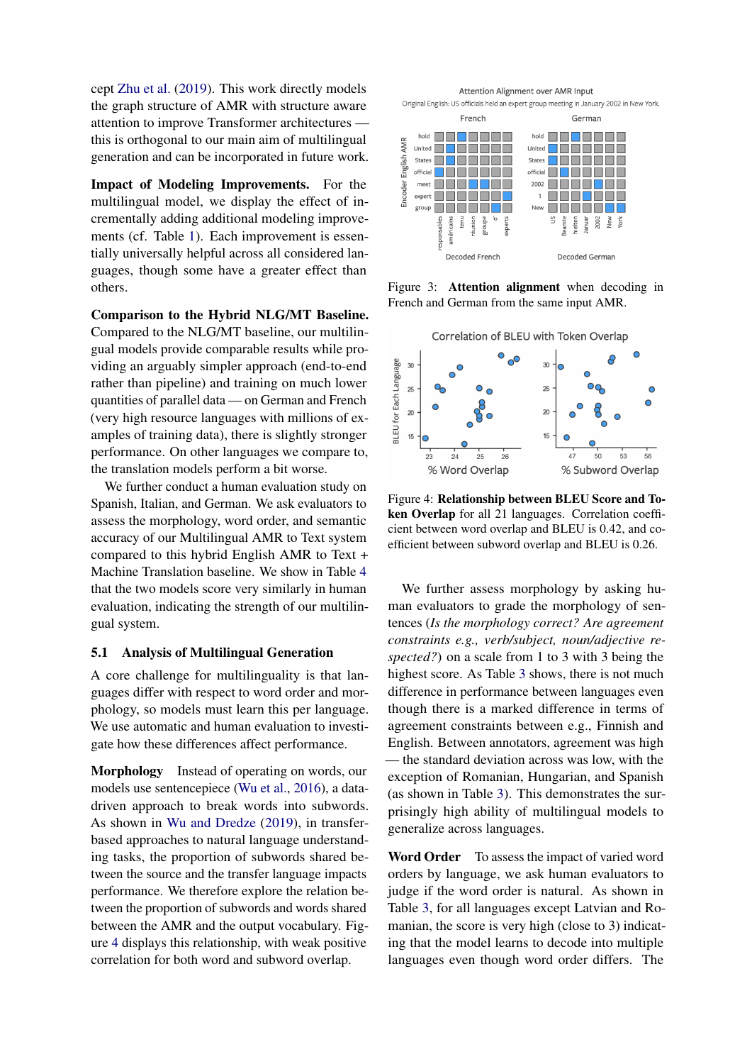cept Zhu et al. (2019). This work directly models the graph structure of AMR with structure aware attention to improve Transformer architectures — this is orthogonal to our main aim of multilingual generation and can be incorporated in future work.

**Impact of Modeling Improvements.** For the multilingual model, we display the effect of incrementally adding additional modeling improvements (cf. Table 1). Each improvement is essentially universally helpful across all considered languages, though some have a greater effect than others.

**Comparison to the Hybrid NLG/MT Baseline.** Compared to the NLG/MT baseline, our multilingual models provide comparable results while providing an arguably simpler approach (end-to-end rather than pipeline) and training on much lower quantities of parallel data — on German and French (very high resource languages with millions of examples of training data), there is slightly stronger performance. On other languages we compare to, the translation models perform a bit worse.

We further conduct a human evaluation study on Spanish, Italian, and German. We ask evaluators to assess the morphology, word order, and semantic accuracy of our Multilingual AMR to Text system compared to this hybrid English AMR to Text + Machine Translation baseline. We show in Table 4 that the two models score very similarly in human evaluation, indicating the strength of our multilingual system.

### 5.1 Analysis of Multilingual Generation

A core challenge for multilinguality is that languages differ with respect to word order and morphology, so models must learn this per language. We use automatic and human evaluation to investigate how these differences affect performance.

**Morphology** Instead of operating on words, our models use sentencepiece (Wu et al., 2016), a data-driven approach to break words into subwords. As shown in Wu and Dredze (2019), in transfer-based approaches to natural language understanding tasks, the proportion of subwords shared between the source and the transfer language impacts performance. We therefore explore the relation between the proportion of subwords and words shared between the AMR and the output vocabulary. Figure 4 displays this relationship, with weak positive correlation for both word and subword overlap.

Figure 3: **Attention alignment** when decoding in French and German from the same input AMR.

Figure 4: **Relationship between BLEU Score and Token Overlap** for all 21 languages. Correlation coefficient between word overlap and BLEU is 0.42, and coefficient between subword overlap and BLEU is 0.26.

We further assess morphology by asking human evaluators to grade the morphology of sentences (*Is the morphology correct? Are agreement constraints e.g., verb/subject, noun/adjective respected?*) on a scale from 1 to 3 with 3 being the highest score. As Table 3 shows, there is not much difference in performance between languages even though there is a marked difference in terms of agreement constraints between e.g., Finnish and English. Between annotators, agreement was high — the standard deviation was low, with the exception of Romanian, Hungarian, and Spanish (as shown in Table 3). This demonstrates the surprisingly high ability of multilingual models to generalize across languages.

**Word Order** To assess the impact of varied word orders by language, we ask human evaluators to judge if the word order is natural. As shown in Table 3, for all languages except Latvian and Romanian, the score is very high (close to 3) indicating that the model learns to decode into multiple languages even though word order differs. The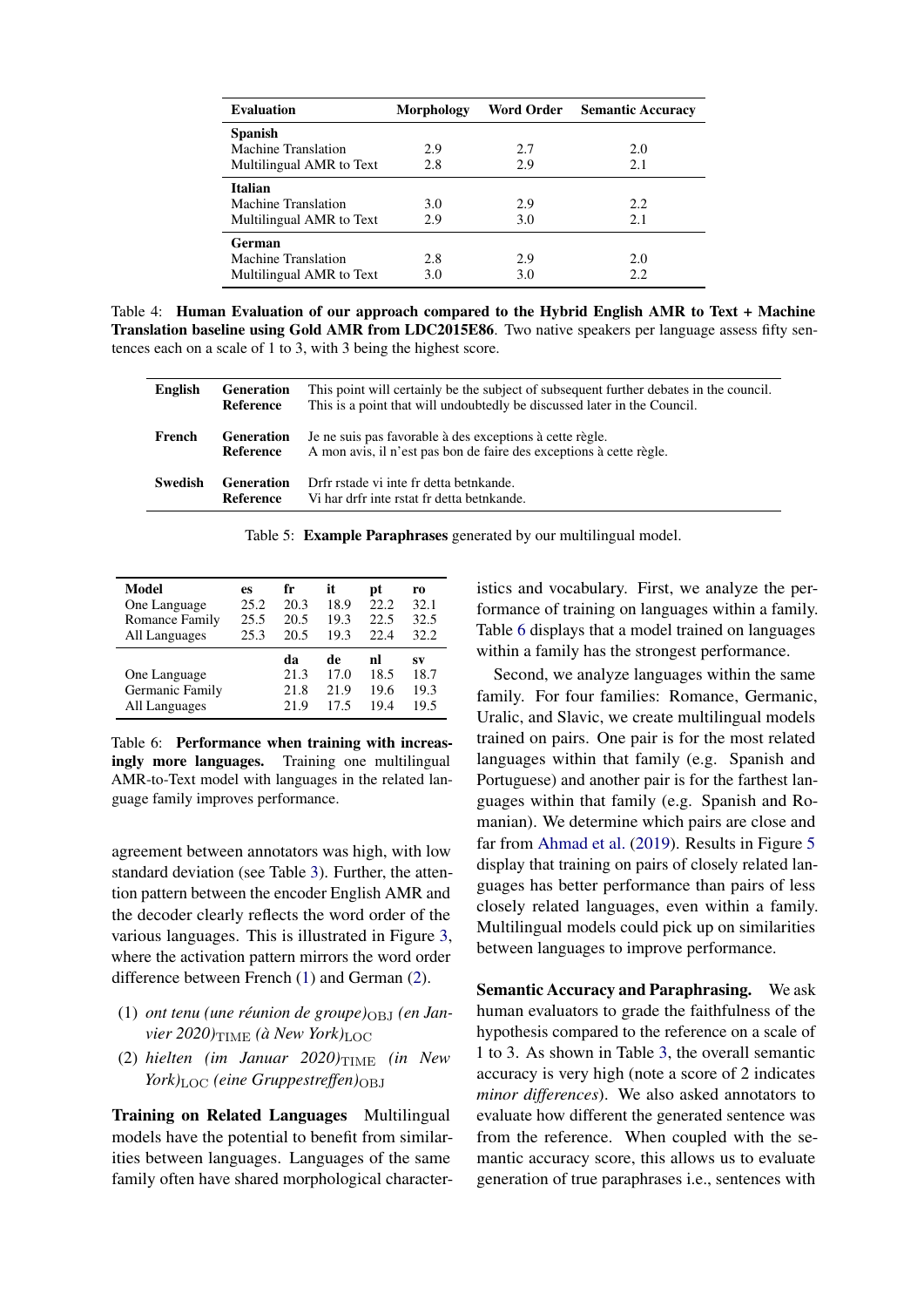| Evaluation | Morphology | Word Order | Semantic Accuracy |
|---|---|---|---|
| **Spanish** | | | |
| Machine Translation | 2.9 | 2.7 | 2.0 |
| Multilingual AMR to Text | 2.8 | 2.9 | 2.1 |
| **Italian** | | | |
| Machine Translation | 3.0 | 2.9 | 2.2 |
| Multilingual AMR to Text | 2.9 | 3.0 | 2.1 |
| **German** | | | |
| Machine Translation | 2.8 | 2.9 | 2.0 |
| Multilingual AMR to Text | 3.0 | 3.0 | 2.2 |

Table 4: **Human Evaluation of our approach compared to the Hybrid English AMR to Text + Machine Translation baseline using Gold AMR from LDC2015E86**. Two native speakers per language assess fifty sentences each on a scale of 1 to 3, with 3 being the highest score.

| | | |
|---|---|---|
| **English** | **Generation** | This point will certainly be the subject of subsequent further debates in the council. |
| | **Reference** | This is a point that will undoubtedly be discussed later in the Council. |
| **French** | **Generation** | Je ne suis pas favorable à des exceptions à cette règle. |
| | **Reference** | A mon avis, il n'est pas bon de faire des exceptions à cette règle. |
| **Swedish** | **Generation** | Drfr rstade vi inte fr detta betnkande. |
| | **Reference** | Vi har drfr inte rstat fr detta betnkande. |

Table 5: **Example Paraphrases** generated by our multilingual model.

| Model | es | fr | it | pt | ro |
|---|---|---|---|---|---|
| One Language | 25.2 | 20.3 | 18.9 | 22.2 | 32.1 |
| Romance Family | 25.5 | 20.5 | 19.3 | 22.5 | 32.5 |
| All Languages | 25.3 | 20.5 | 19.3 | 22.4 | 32.2 |
| | | **da** | **de** | **nl** | **sv** |
| One Language | | 21.3 | 17.0 | 18.5 | 18.7 |
| Germanic Family | | 21.8 | 21.9 | 19.6 | 19.3 |
| All Languages | | 21.9 | 17.5 | 19.4 | 19.5 |

Table 6: **Performance when training with increasingly more languages.** Training one multilingual AMR-to-Text model with languages in the related language family improves performance.

agreement between annotators was high, with low standard deviation (see Table 3). Further, the attention pattern between the encoder English AMR and the decoder clearly reflects the word order of the various languages. This is illustrated in Figure 3, where the activation pattern mirrors the word order difference between French (1) and German (2).

(1) *ont tenu (une réunion de groupe)*$_{\mathrm{OBJ}}$ *(en Janvier 2020)*$_{\mathrm{TIME}}$ *(à New York)*$_{\mathrm{LOC}}$

(2) *hielten (im Januar 2020)*$_{\mathrm{TIME}}$ *(in New York)*$_{\mathrm{LOC}}$ *(eine Gruppestreffen)*$_{\mathrm{OBJ}}$

**Training on Related Languages** Multilingual models have the potential to benefit from similarities between languages. Languages of the same family often have shared morphological characteristics and vocabulary. First, we analyze the performance of training on languages within a family. Table 6 displays that a model trained on languages within a family has the strongest performance.

Second, we analyze languages within the same family. For four families: Romance, Germanic, Uralic, and Slavic, we create multilingual models trained on pairs. One pair is for the most related languages within that family (e.g. Spanish and Portuguese) and another pair is for the farthest languages within that family (e.g. Spanish and Romanian). We determine which pairs are close and far from Ahmad et al. (2019). Results in Figure 5 display that training on pairs of closely related languages has better performance than pairs of less closely related languages, even within a family. Multilingual models could pick up on similarities between languages to improve performance.

**Semantic Accuracy and Paraphrasing.** We ask human evaluators to grade the faithfulness of the hypothesis compared to the reference on a scale of 1 to 3. As shown in Table 3, the overall semantic accuracy is very high (note a score of 2 indicates *minor differences*). We also asked annotators to evaluate how different the generated sentence was from the reference. When coupled with the semantic accuracy score, this allows us to evaluate generation of true paraphrases i.e., sentences with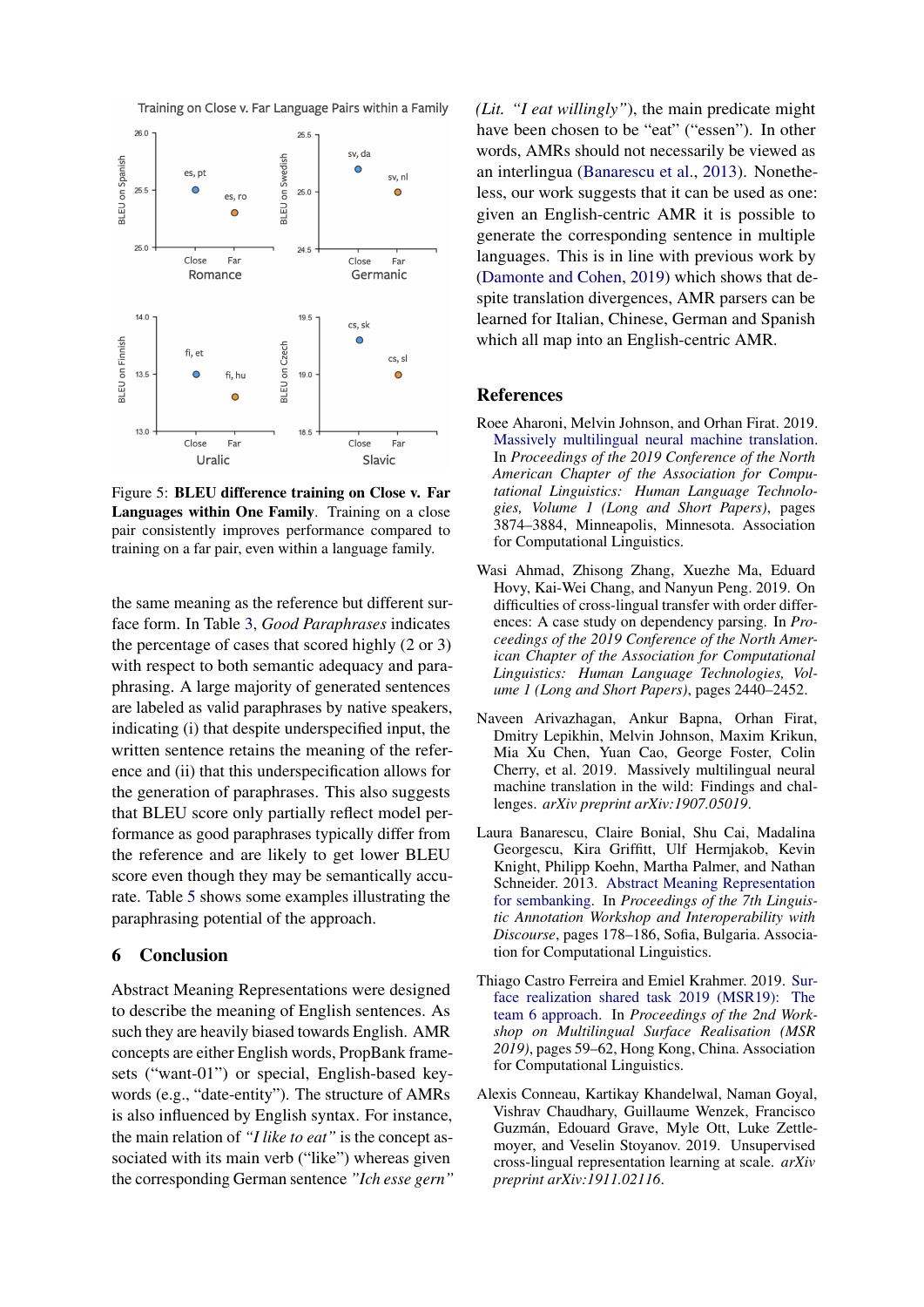Figure 5: **BLEU difference training on Close v. Far Languages within One Family**. Training on a close pair consistently improves performance compared to training on a far pair, even within a language family.

the same meaning as the reference but different surface form. In Table 3, *Good Paraphrases* indicates the percentage of cases that scored highly (2 or 3) with respect to both semantic adequacy and paraphrasing. A large majority of generated sentences are labeled as valid paraphrases by native speakers, indicating (i) that despite underspecified input, the written sentence retains the meaning of the reference and (ii) that this underspecification allows for the generation of paraphrases. This also suggests that BLEU score only partially reflect model performance as good paraphrases typically differ from the reference and are likely to get lower BLEU score even though they may be semantically accurate. Table 5 shows some examples illustrating the paraphrasing potential of the approach.

## 6 Conclusion

Abstract Meaning Representations were designed to describe the meaning of English sentences. As such they are heavily biased towards English. AMR concepts are either English words, PropBank framesets ("want-01") or special, English-based keywords (e.g., "date-entity"). The structure of AMRs is also influenced by English syntax. For instance, the main relation of *"I like to eat"* is the concept associated with its main verb ("like") whereas given the corresponding German sentence *"Ich esse gern"* *(Lit. "I eat willingly")*, the main predicate might have been chosen to be "eat" ("essen"). In other words, AMRs should not necessarily be viewed as an interlingua (Banarescu et al., 2013). Nonetheless, our work suggests that it can be used as one: given an English-centric AMR it is possible to generate the corresponding sentence in multiple languages. This is in line with previous work by (Damonte and Cohen, 2019) which shows that despite translation divergences, AMR parsers can be learned for Italian, Chinese, German and Spanish which all map into an English-centric AMR.

## References

Roee Aharoni, Melvin Johnson, and Orhan Firat. 2019. Massively multilingual neural machine translation. In *Proceedings of the 2019 Conference of the North American Chapter of the Association for Computational Linguistics: Human Language Technologies, Volume 1 (Long and Short Papers)*, pages 3874–3884, Minneapolis, Minnesota. Association for Computational Linguistics.

Wasi Ahmad, Zhisong Zhang, Xuezhe Ma, Eduard Hovy, Kai-Wei Chang, and Nanyun Peng. 2019. On difficulties of cross-lingual transfer with order differences: A case study on dependency parsing. In *Proceedings of the 2019 Conference of the North American Chapter of the Association for Computational Linguistics: Human Language Technologies, Volume 1 (Long and Short Papers)*, pages 2440–2452.

Naveen Arivazhagan, Ankur Bapna, Orhan Firat, Dmitry Lepikhin, Melvin Johnson, Maxim Krikun, Mia Xu Chen, Yuan Cao, George Foster, Colin Cherry, et al. 2019. Massively multilingual neural machine translation in the wild: Findings and challenges. *arXiv preprint arXiv:1907.05019*.

Laura Banarescu, Claire Bonial, Shu Cai, Madalina Georgescu, Kira Griffitt, Ulf Hermjakob, Kevin Knight, Philipp Koehn, Martha Palmer, and Nathan Schneider. 2013. Abstract Meaning Representation for sembanking. In *Proceedings of the 7th Linguistic Annotation Workshop and Interoperability with Discourse*, pages 178–186, Sofia, Bulgaria. Association for Computational Linguistics.

Thiago Castro Ferreira and Emiel Krahmer. 2019. Surface realization shared task 2019 (MSR19): The team 6 approach. In *Proceedings of the 2nd Workshop on Multilingual Surface Realisation (MSR 2019)*, pages 59–62, Hong Kong, China. Association for Computational Linguistics.

Alexis Conneau, Kartikay Khandelwal, Naman Goyal, Vishrav Chaudhary, Guillaume Wenzek, Francisco Guzmán, Edouard Grave, Myle Ott, Luke Zettlemoyer, and Veselin Stoyanov. 2019. Unsupervised cross-lingual representation learning at scale. *arXiv preprint arXiv:1911.02116*.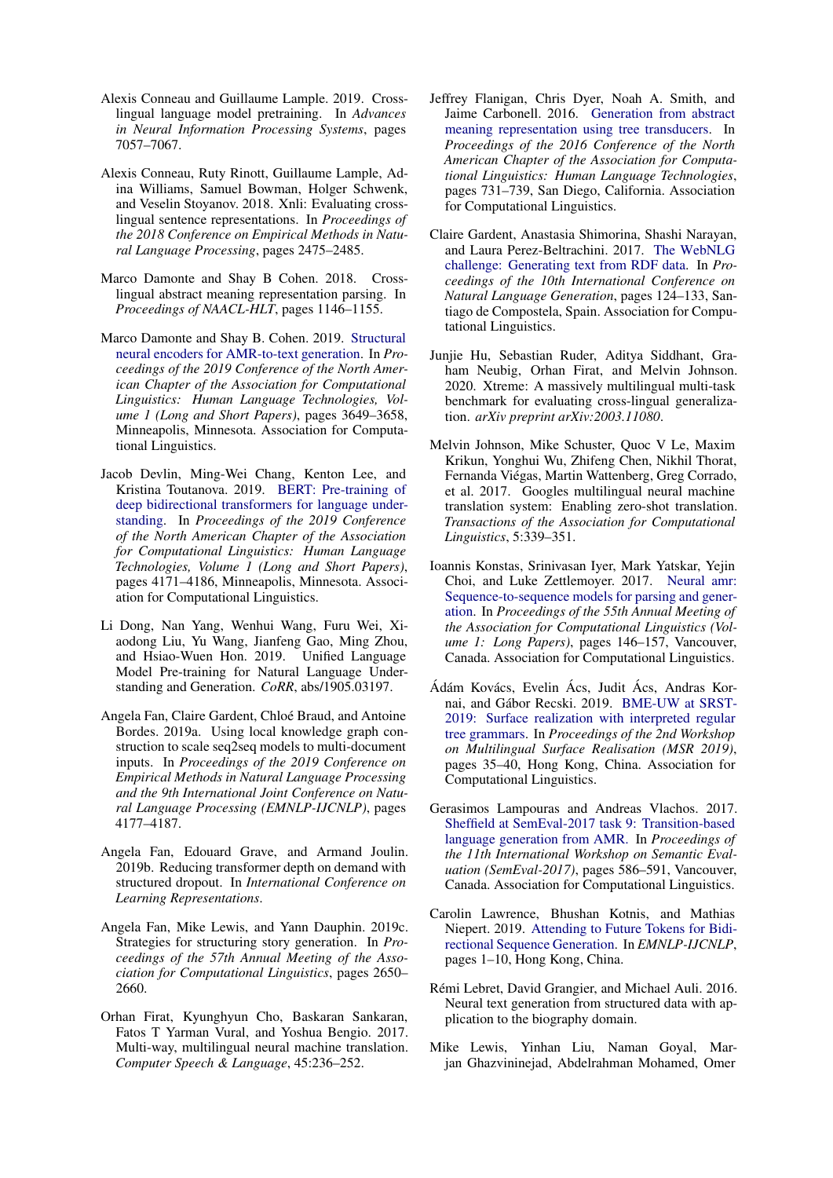Alexis Conneau and Guillaume Lample. 2019. Cross-lingual language model pretraining. In *Advances in Neural Information Processing Systems*, pages 7057–7067.

Alexis Conneau, Ruty Rinott, Guillaume Lample, Adina Williams, Samuel Bowman, Holger Schwenk, and Veselin Stoyanov. 2018. Xnli: Evaluating cross-lingual sentence representations. In *Proceedings of the 2018 Conference on Empirical Methods in Natural Language Processing*, pages 2475–2485.

Marco Damonte and Shay B Cohen. 2018. Cross-lingual abstract meaning representation parsing. In *Proceedings of NAACL-HLT*, pages 1146–1155.

Marco Damonte and Shay B. Cohen. 2019. Structural neural encoders for AMR-to-text generation. In *Proceedings of the 2019 Conference of the North American Chapter of the Association for Computational Linguistics: Human Language Technologies, Volume 1 (Long and Short Papers)*, pages 3649–3658, Minneapolis, Minnesota. Association for Computational Linguistics.

Jacob Devlin, Ming-Wei Chang, Kenton Lee, and Kristina Toutanova. 2019. BERT: Pre-training of deep bidirectional transformers for language understanding. In *Proceedings of the 2019 Conference of the North American Chapter of the Association for Computational Linguistics: Human Language Technologies, Volume 1 (Long and Short Papers)*, pages 4171–4186, Minneapolis, Minnesota. Association for Computational Linguistics.

Li Dong, Nan Yang, Wenhui Wang, Furu Wei, Xiaodong Liu, Yu Wang, Jianfeng Gao, Ming Zhou, and Hsiao-Wuen Hon. 2019. Unified Language Model Pre-training for Natural Language Understanding and Generation. *CoRR*, abs/1905.03197.

Angela Fan, Claire Gardent, Chloé Braud, and Antoine Bordes. 2019a. Using local knowledge graph construction to scale seq2seq models to multi-document inputs. In *Proceedings of the 2019 Conference on Empirical Methods in Natural Language Processing and the 9th International Joint Conference on Natural Language Processing (EMNLP-IJCNLP)*, pages 4177–4187.

Angela Fan, Edouard Grave, and Armand Joulin. 2019b. Reducing transformer depth on demand with structured dropout. In *International Conference on Learning Representations*.

Angela Fan, Mike Lewis, and Yann Dauphin. 2019c. Strategies for structuring story generation. In *Proceedings of the 57th Annual Meeting of the Association for Computational Linguistics*, pages 2650–2660.

Orhan Firat, Kyunghyun Cho, Baskaran Sankaran, Fatos T Yarman Vural, and Yoshua Bengio. 2017. Multi-way, multilingual neural machine translation. *Computer Speech & Language*, 45:236–252.

Jeffrey Flanigan, Chris Dyer, Noah A. Smith, and Jaime Carbonell. 2016. Generation from abstract meaning representation using tree transducers. In *Proceedings of the 2016 Conference of the North American Chapter of the Association for Computational Linguistics: Human Language Technologies*, pages 731–739, San Diego, California. Association for Computational Linguistics.

Claire Gardent, Anastasia Shimorina, Shashi Narayan, and Laura Perez-Beltrachini. 2017. The WebNLG challenge: Generating text from RDF data. In *Proceedings of the 10th International Conference on Natural Language Generation*, pages 124–133, Santiago de Compostela, Spain. Association for Computational Linguistics.

Junjie Hu, Sebastian Ruder, Aditya Siddhant, Graham Neubig, Orhan Firat, and Melvin Johnson. 2020. Xtreme: A massively multilingual multi-task benchmark for evaluating cross-lingual generalization. *arXiv preprint arXiv:2003.11080*.

Melvin Johnson, Mike Schuster, Quoc V Le, Maxim Krikun, Yonghui Wu, Zhifeng Chen, Nikhil Thorat, Fernanda Viégas, Martin Wattenberg, Greg Corrado, et al. 2017. Googles multilingual neural machine translation system: Enabling zero-shot translation. *Transactions of the Association for Computational Linguistics*, 5:339–351.

Ioannis Konstas, Srinivasan Iyer, Mark Yatskar, Yejin Choi, and Luke Zettlemoyer. 2017. Neural amr: Sequence-to-sequence models for parsing and generation. In *Proceedings of the 55th Annual Meeting of the Association for Computational Linguistics (Volume 1: Long Papers)*, pages 146–157, Vancouver, Canada. Association for Computational Linguistics.

Ádám Kovács, Evelin Ács, Judit Ács, Andras Kornai, and Gábor Recski. 2019. BME-UW at SRST-2019: Surface realization with interpreted regular tree grammars. In *Proceedings of the 2nd Workshop on Multilingual Surface Realisation (MSR 2019)*, pages 35–40, Hong Kong, China. Association for Computational Linguistics.

Gerasimos Lampouras and Andreas Vlachos. 2017. Sheffield at SemEval-2017 task 9: Transition-based language generation from AMR. In *Proceedings of the 11th International Workshop on Semantic Evaluation (SemEval-2017)*, pages 586–591, Vancouver, Canada. Association for Computational Linguistics.

Carolin Lawrence, Bhushan Kotnis, and Mathias Niepert. 2019. Attending to Future Tokens for Bidirectional Sequence Generation. In *EMNLP-IJCNLP*, pages 1–10, Hong Kong, China.

Rémi Lebret, David Grangier, and Michael Auli. 2016. Neural text generation from structured data with application to the biography domain.

Mike Lewis, Yinhan Liu, Naman Goyal, Marjan Ghazvininejad, Abdelrahman Mohamed, Omer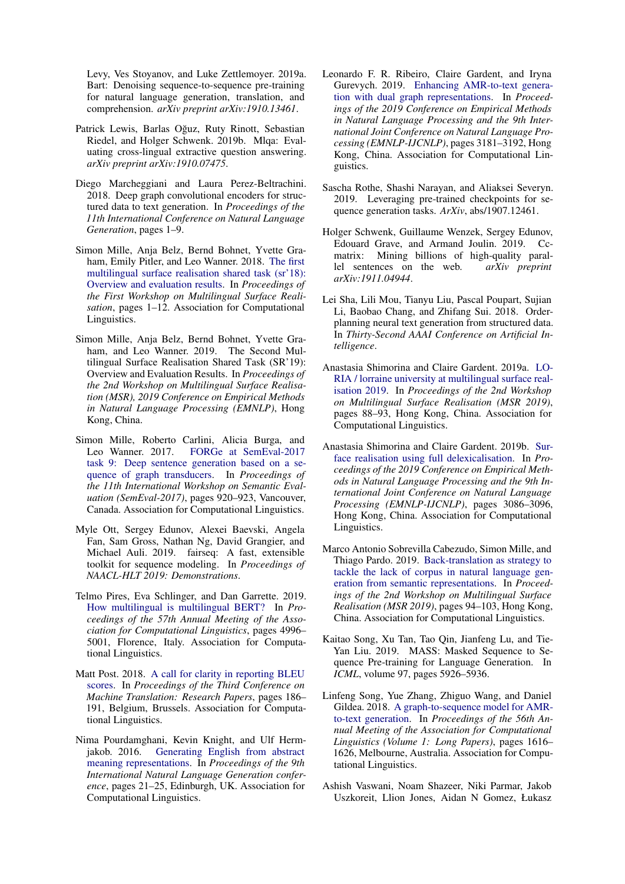Levy, Ves Stoyanov, and Luke Zettlemoyer. 2019a. Bart: Denoising sequence-to-sequence pre-training for natural language generation, translation, and comprehension. *arXiv preprint arXiv:1910.13461*.

Patrick Lewis, Barlas Oğuz, Ruty Rinott, Sebastian Riedel, and Holger Schwenk. 2019b. Mlqa: Evaluating cross-lingual extractive question answering. *arXiv preprint arXiv:1910.07475*.

Diego Marcheggiani and Laura Perez-Beltrachini. 2018. Deep graph convolutional encoders for structured data to text generation. In *Proceedings of the 11th International Conference on Natural Language Generation*, pages 1–9.

Simon Mille, Anja Belz, Bernd Bohnet, Yvette Graham, Emily Pitler, and Leo Wanner. 2018. The first multilingual surface realisation shared task (sr'18): Overview and evaluation results. In *Proceedings of the First Workshop on Multilingual Surface Realisation*, pages 1–12. Association for Computational Linguistics.

Simon Mille, Anja Belz, Bernd Bohnet, Yvette Graham, and Leo Wanner. 2019. The Second Multilingual Surface Realisation Shared Task (SR'19): Overview and Evaluation Results. In *Proceedings of the 2nd Workshop on Multilingual Surface Realisation (MSR), 2019 Conference on Empirical Methods in Natural Language Processing (EMNLP)*, Hong Kong, China.

Simon Mille, Roberto Carlini, Alicia Burga, and Leo Wanner. 2017. FORGe at SemEval-2017 task 9: Deep sentence generation based on a sequence of graph transducers. In *Proceedings of the 11th International Workshop on Semantic Evaluation (SemEval-2017)*, pages 920–923, Vancouver, Canada. Association for Computational Linguistics.

Myle Ott, Sergey Edunov, Alexei Baevski, Angela Fan, Sam Gross, Nathan Ng, David Grangier, and Michael Auli. 2019. fairseq: A fast, extensible toolkit for sequence modeling. In *Proceedings of NAACL-HLT 2019: Demonstrations*.

Telmo Pires, Eva Schlinger, and Dan Garrette. 2019. How multilingual is multilingual BERT? In *Proceedings of the 57th Annual Meeting of the Association for Computational Linguistics*, pages 4996–5001, Florence, Italy. Association for Computational Linguistics.

Matt Post. 2018. A call for clarity in reporting BLEU scores. In *Proceedings of the Third Conference on Machine Translation: Research Papers*, pages 186–191, Belgium, Brussels. Association for Computational Linguistics.

Nima Pourdamghani, Kevin Knight, and Ulf Hermjakob. 2016. Generating English from abstract meaning representations. In *Proceedings of the 9th International Natural Language Generation conference*, pages 21–25, Edinburgh, UK. Association for Computational Linguistics.

Leonardo F. R. Ribeiro, Claire Gardent, and Iryna Gurevych. 2019. Enhancing AMR-to-text generation with dual graph representations. In *Proceedings of the 2019 Conference on Empirical Methods in Natural Language Processing and the 9th International Joint Conference on Natural Language Processing (EMNLP-IJCNLP)*, pages 3181–3192, Hong Kong, China. Association for Computational Linguistics.

Sascha Rothe, Shashi Narayan, and Aliaksei Severyn. 2019. Leveraging pre-trained checkpoints for sequence generation tasks. *ArXiv*, abs/1907.12461.

Holger Schwenk, Guillaume Wenzek, Sergey Edunov, Edouard Grave, and Armand Joulin. 2019. Ccmatrix: Mining billions of high-quality parallel sentences on the web. *arXiv preprint arXiv:1911.04944*.

Lei Sha, Lili Mou, Tianyu Liu, Pascal Poupart, Sujian Li, Baobao Chang, and Zhifang Sui. 2018. Order-planning neural text generation from structured data. In *Thirty-Second AAAI Conference on Artificial Intelligence*.

Anastasia Shimorina and Claire Gardent. 2019a. LORIA / lorraine university at multilingual surface realisation 2019. In *Proceedings of the 2nd Workshop on Multilingual Surface Realisation (MSR 2019)*, pages 88–93, Hong Kong, China. Association for Computational Linguistics.

Anastasia Shimorina and Claire Gardent. 2019b. Surface realisation using full delexicalisation. In *Proceedings of the 2019 Conference on Empirical Methods in Natural Language Processing and the 9th International Joint Conference on Natural Language Processing (EMNLP-IJCNLP)*, pages 3086–3096, Hong Kong, China. Association for Computational Linguistics.

Marco Antonio Sobrevilla Cabezudo, Simon Mille, and Thiago Pardo. 2019. Back-translation as strategy to tackle the lack of corpus in natural language generation from semantic representations. In *Proceedings of the 2nd Workshop on Multilingual Surface Realisation (MSR 2019)*, pages 94–103, Hong Kong, China. Association for Computational Linguistics.

Kaitao Song, Xu Tan, Tao Qin, Jianfeng Lu, and Tie-Yan Liu. 2019. MASS: Masked Sequence to Sequence Pre-training for Language Generation. In *ICML*, volume 97, pages 5926–5936.

Linfeng Song, Yue Zhang, Zhiguo Wang, and Daniel Gildea. 2018. A graph-to-sequence model for AMR-to-text generation. In *Proceedings of the 56th Annual Meeting of the Association for Computational Linguistics (Volume 1: Long Papers)*, pages 1616–1626, Melbourne, Australia. Association for Computational Linguistics.

Ashish Vaswani, Noam Shazeer, Niki Parmar, Jakob Uszkoreit, Llion Jones, Aidan N Gomez, Łukasz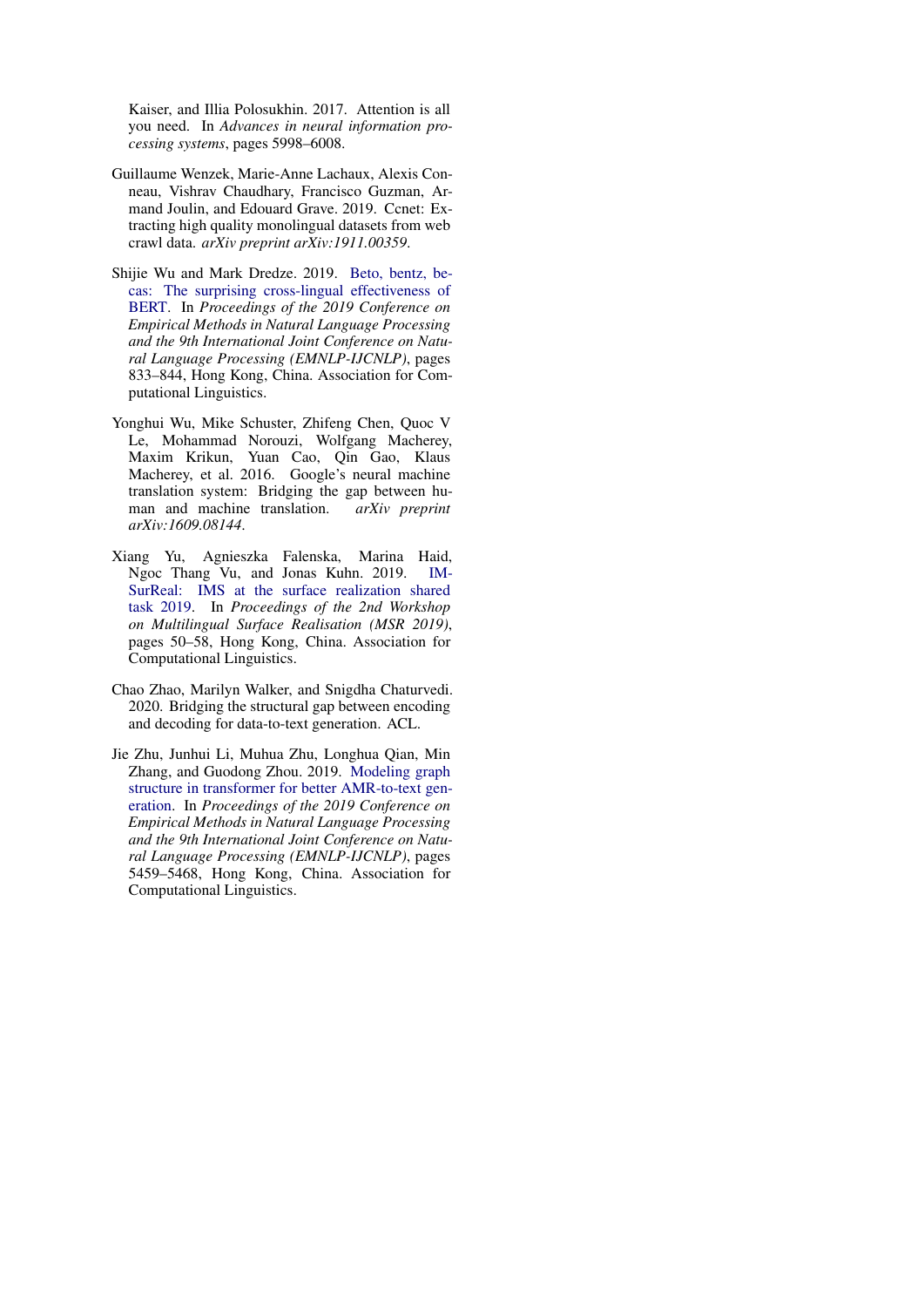Kaiser, and Illia Polosukhin. 2017. Attention is all you need. In *Advances in neural information processing systems*, pages 5998–6008.

Guillaume Wenzek, Marie-Anne Lachaux, Alexis Conneau, Vishrav Chaudhary, Francisco Guzman, Armand Joulin, and Edouard Grave. 2019. Ccnet: Extracting high quality monolingual datasets from web crawl data. *arXiv preprint arXiv:1911.00359*.

Shijie Wu and Mark Dredze. 2019. Beto, bentz, becas: The surprising cross-lingual effectiveness of BERT. In *Proceedings of the 2019 Conference on Empirical Methods in Natural Language Processing and the 9th International Joint Conference on Natural Language Processing (EMNLP-IJCNLP)*, pages 833–844, Hong Kong, China. Association for Computational Linguistics.

Yonghui Wu, Mike Schuster, Zhifeng Chen, Quoc V Le, Mohammad Norouzi, Wolfgang Macherey, Maxim Krikun, Yuan Cao, Qin Gao, Klaus Macherey, et al. 2016. Google's neural machine translation system: Bridging the gap between human and machine translation. *arXiv preprint arXiv:1609.08144*.

Xiang Yu, Agnieszka Falenska, Marina Haid, Ngoc Thang Vu, and Jonas Kuhn. 2019. IMSurReal: IMS at the surface realization shared task 2019. In *Proceedings of the 2nd Workshop on Multilingual Surface Realisation (MSR 2019)*, pages 50–58, Hong Kong, China. Association for Computational Linguistics.

Chao Zhao, Marilyn Walker, and Snigdha Chaturvedi. 2020. Bridging the structural gap between encoding and decoding for data-to-text generation. ACL.

Jie Zhu, Junhui Li, Muhua Zhu, Longhua Qian, Min Zhang, and Guodong Zhou. 2019. Modeling graph structure in transformer for better AMR-to-text generation. In *Proceedings of the 2019 Conference on Empirical Methods in Natural Language Processing and the 9th International Joint Conference on Natural Language Processing (EMNLP-IJCNLP)*, pages 5459–5468, Hong Kong, China. Association for Computational Linguistics.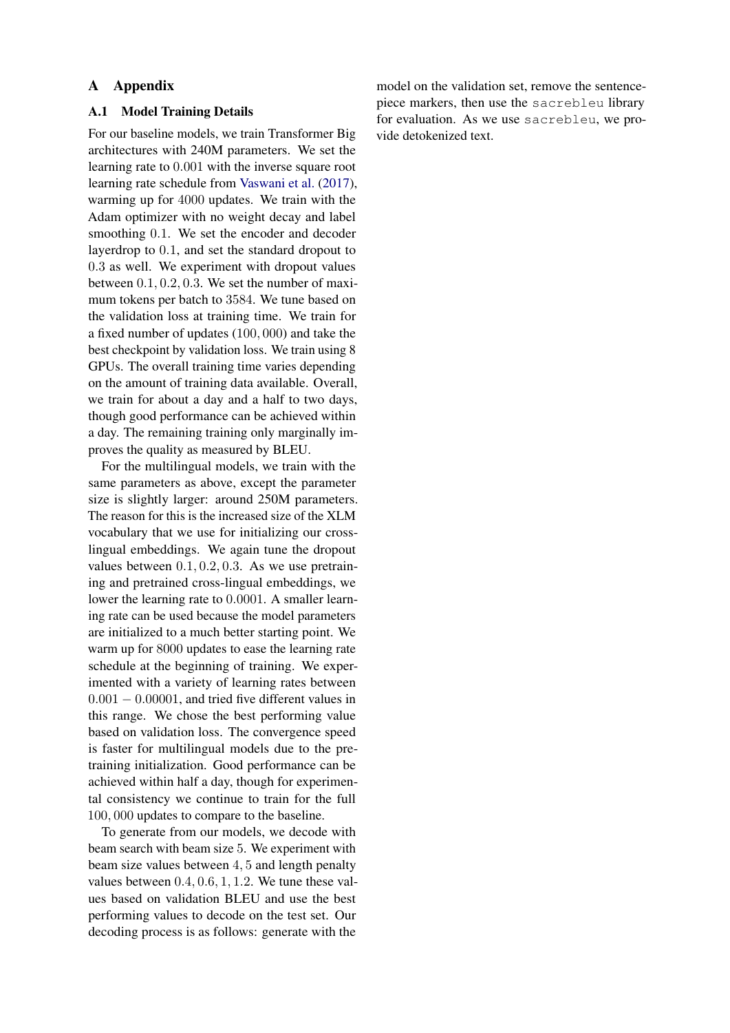# A Appendix

## A.1 Model Training Details

For our baseline models, we train Transformer Big architectures with 240M parameters. We set the learning rate to $0.001$ with the inverse square root learning rate schedule from Vaswani et al. (2017), warming up for $4000$ updates. We train with the Adam optimizer with no weight decay and label smoothing $0.1$. We set the encoder and decoder layerdrop to $0.1$, and set the standard dropout to $0.3$ as well. We experiment with dropout values between $0.1, 0.2, 0.3$. We set the number of maximum tokens per batch to $3584$. We tune based on the validation loss at training time. We train for a fixed number of updates ($100,000$) and take the best checkpoint by validation loss. We train using 8 GPUs. The overall training time varies depending on the amount of training data available. Overall, we train for about a day and a half to two days, though good performance can be achieved within a day. The remaining training only marginally improves the quality as measured by BLEU.

For the multilingual models, we train with the same parameters as above, except the parameter size is slightly larger: around 250M parameters. The reason for this is the increased size of the XLM vocabulary that we use for initializing our cross-lingual embeddings. We again tune the dropout values between $0.1, 0.2, 0.3$. As we use pretraining and pretrained cross-lingual embeddings, we lower the learning rate to $0.0001$. A smaller learning rate can be used because the model parameters are initialized to a much better starting point. We warm up for $8000$ updates to ease the learning rate schedule at the beginning of training. We experimented with a variety of learning rates between $0.001 - 0.00001$, and tried five different values in this range. We chose the best performing value based on validation loss. The convergence speed is faster for multilingual models due to the pretraining initialization. Good performance can be achieved within half a day, though for experimental consistency we continue to train for the full $100,000$ updates to compare to the baseline.

To generate from our models, we decode with beam search with beam size $5$. We experiment with beam size values between $4, 5$ and length penalty values between $0.4, 0.6, 1, 1.2$. We tune these values based on validation BLEU and use the best performing values to decode on the test set. Our decoding process is as follows: generate with the model on the validation set, remove the sentencepiece markers, then use the `sacrebleu` library for evaluation. As we use `sacrebleu`, we provide detokenized text.